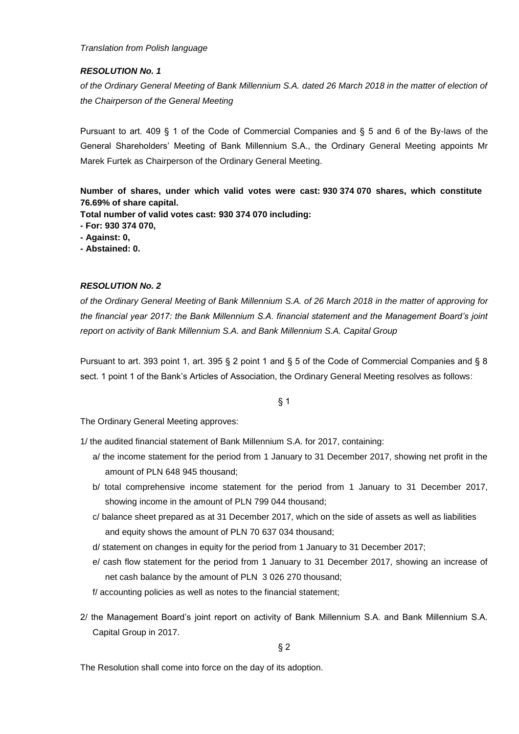*Translation from Polish language*

***RESOLUTION No. 1***

*of the Ordinary General Meeting of Bank Millennium S.A. dated 26 March 2018 in the matter of election of the Chairperson of the General Meeting*

Pursuant to art. 409 § 1 of the Code of Commercial Companies and § 5 and 6 of the By-laws of the General Shareholders' Meeting of Bank Millennium S.A., the Ordinary General Meeting appoints Mr Marek Furtek as Chairperson of the Ordinary General Meeting.

**Number of shares, under which valid votes were cast: 930 374 070 shares, which constitute 76.69% of share capital.**
**Total number of valid votes cast: 930 374 070 including:**
**- For: 930 374 070,**
**- Against: 0,**
**- Abstained: 0.**

***RESOLUTION No. 2***

*of the Ordinary General Meeting of Bank Millennium S.A. of 26 March 2018 in the matter of approving for the financial year 2017: the Bank Millennium S.A. financial statement and the Management Board's joint report on activity of Bank Millennium S.A. and Bank Millennium S.A. Capital Group*

Pursuant to art. 393 point 1, art. 395 § 2 point 1 and § 5 of the Code of Commercial Companies and § 8 sect. 1 point 1 of the Bank's Articles of Association, the Ordinary General Meeting resolves as follows:

§ 1

The Ordinary General Meeting approves:

1/ the audited financial statement of Bank Millennium S.A. for 2017, containing:

- a/ the income statement for the period from 1 January to 31 December 2017, showing net profit in the amount of PLN 648 945 thousand;
- b/ total comprehensive income statement for the period from 1 January to 31 December 2017, showing income in the amount of PLN 799 044 thousand;
- c/ balance sheet prepared as at 31 December 2017, which on the side of assets as well as liabilities and equity shows the amount of PLN 70 637 034 thousand;
- d/ statement on changes in equity for the period from 1 January to 31 December 2017;
- e/ cash flow statement for the period from 1 January to 31 December 2017, showing an increase of net cash balance by the amount of PLN 3 026 270 thousand;
- f/ accounting policies as well as notes to the financial statement;

2/ the Management Board's joint report on activity of Bank Millennium S.A. and Bank Millennium S.A. Capital Group in 2017.

§ 2

The Resolution shall come into force on the day of its adoption.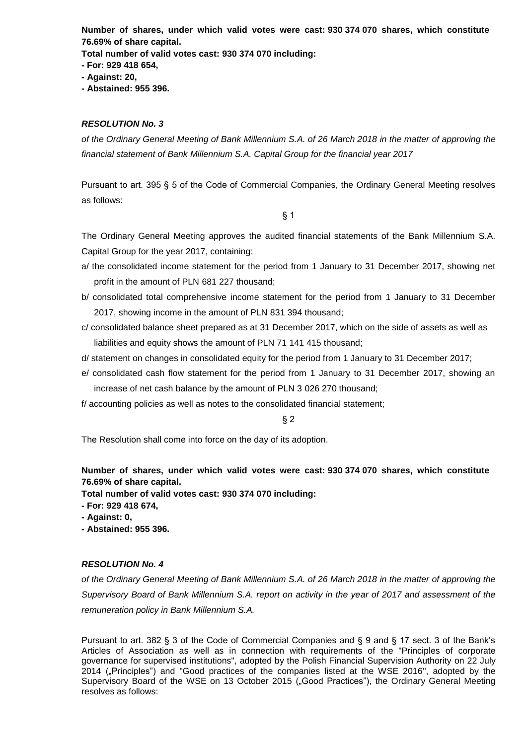**Number of shares, under which valid votes were cast: 930 374 070 shares, which constitute 76.69% of share capital.**

**Total number of valid votes cast: 930 374 070 including:**

**- For: 929 418 654,**

**- Against: 20,**

**- Abstained: 955 396.**

***RESOLUTION No. 3***

*of the Ordinary General Meeting of Bank Millennium S.A. of 26 March 2018 in the matter of approving the financial statement of Bank Millennium S.A. Capital Group for the financial year 2017*

Pursuant to art. 395 § 5 of the Code of Commercial Companies, the Ordinary General Meeting resolves as follows:

§ 1

The Ordinary General Meeting approves the audited financial statements of the Bank Millennium S.A. Capital Group for the year 2017, containing:

a/ the consolidated income statement for the period from 1 January to 31 December 2017, showing net profit in the amount of PLN 681 227 thousand;

b/ consolidated total comprehensive income statement for the period from 1 January to 31 December 2017, showing income in the amount of PLN 831 394 thousand;

c/ consolidated balance sheet prepared as at 31 December 2017, which on the side of assets as well as liabilities and equity shows the amount of PLN 71 141 415 thousand;

d/ statement on changes in consolidated equity for the period from 1 January to 31 December 2017;

e/ consolidated cash flow statement for the period from 1 January to 31 December 2017, showing an increase of net cash balance by the amount of PLN 3 026 270 thousand;

f/ accounting policies as well as notes to the consolidated financial statement;

§ 2

The Resolution shall come into force on the day of its adoption.

**Number of shares, under which valid votes were cast: 930 374 070 shares, which constitute 76.69% of share capital.**

**Total number of valid votes cast: 930 374 070 including:**

**- For: 929 418 674,**

**- Against: 0,**

**- Abstained: 955 396.**

***RESOLUTION No. 4***

*of the Ordinary General Meeting of Bank Millennium S.A. of 26 March 2018 in the matter of approving the Supervisory Board of Bank Millennium S.A. report on activity in the year of 2017 and assessment of the remuneration policy in Bank Millennium S.A.*

Pursuant to art. 382 § 3 of the Code of Commercial Companies and § 9 and § 17 sect. 3 of the Bank's Articles of Association as well as in connection with requirements of the "Principles of corporate governance for supervised institutions", adopted by the Polish Financial Supervision Authority on 22 July 2014 („Principles") and "Good practices of the companies listed at the WSE 2016", adopted by the Supervisory Board of the WSE on 13 October 2015 („Good Practices"), the Ordinary General Meeting resolves as follows: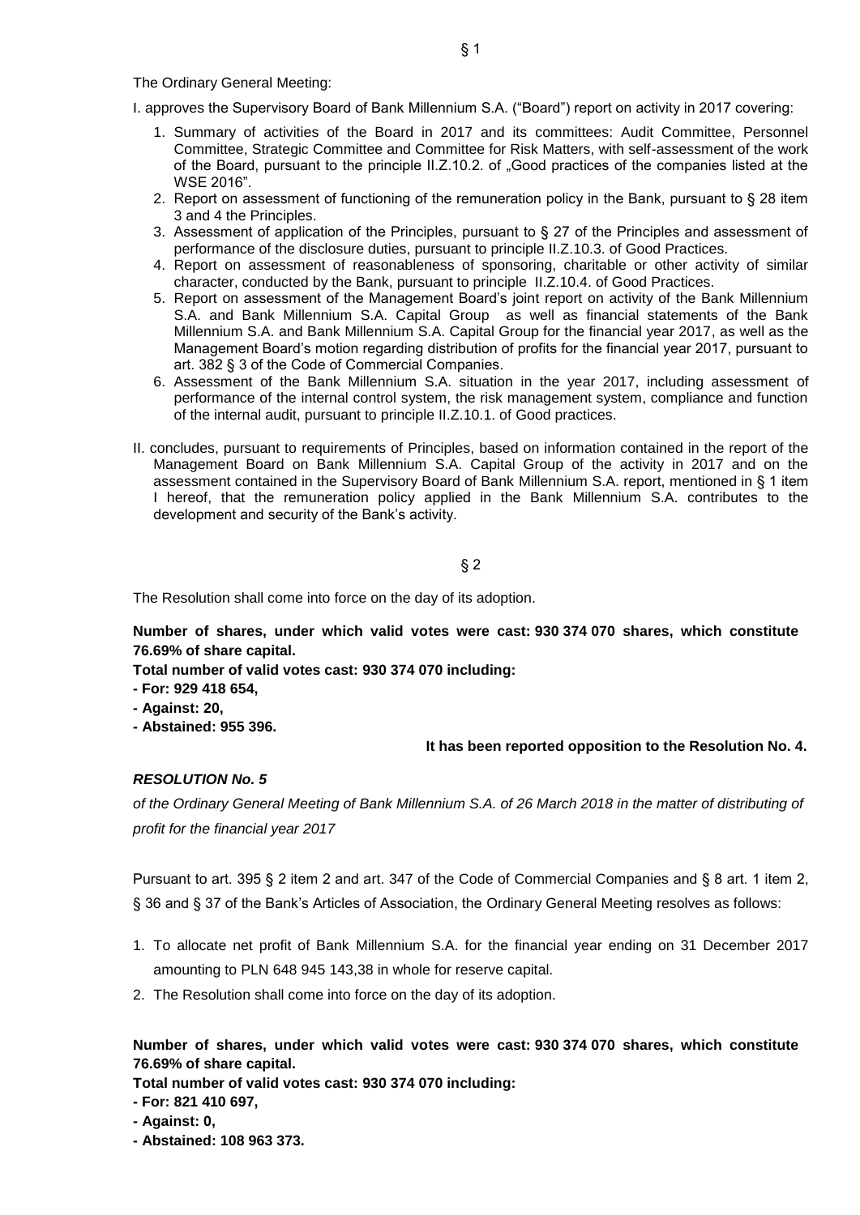§ 1

The Ordinary General Meeting:

I. approves the Supervisory Board of Bank Millennium S.A. ("Board") report on activity in 2017 covering:

1. Summary of activities of the Board in 2017 and its committees: Audit Committee, Personnel Committee, Strategic Committee and Committee for Risk Matters, with self-assessment of the work of the Board, pursuant to the principle II.Z.10.2. of „Good practices of the companies listed at the WSE 2016".
2. Report on assessment of functioning of the remuneration policy in the Bank, pursuant to § 28 item 3 and 4 the Principles.
3. Assessment of application of the Principles, pursuant to § 27 of the Principles and assessment of performance of the disclosure duties, pursuant to principle II.Z.10.3. of Good Practices.
4. Report on assessment of reasonableness of sponsoring, charitable or other activity of similar character, conducted by the Bank, pursuant to principle II.Z.10.4. of Good Practices.
5. Report on assessment of the Management Board's joint report on activity of the Bank Millennium S.A. and Bank Millennium S.A. Capital Group as well as financial statements of the Bank Millennium S.A. and Bank Millennium S.A. Capital Group for the financial year 2017, as well as the Management Board's motion regarding distribution of profits for the financial year 2017, pursuant to art. 382 § 3 of the Code of Commercial Companies.
6. Assessment of the Bank Millennium S.A. situation in the year 2017, including assessment of performance of the internal control system, the risk management system, compliance and function of the internal audit, pursuant to principle II.Z.10.1. of Good practices.

II. concludes, pursuant to requirements of Principles, based on information contained in the report of the Management Board on Bank Millennium S.A. Capital Group of the activity in 2017 and on the assessment contained in the Supervisory Board of Bank Millennium S.A. report, mentioned in § 1 item I hereof, that the remuneration policy applied in the Bank Millennium S.A. contributes to the development and security of the Bank's activity.

§ 2

The Resolution shall come into force on the day of its adoption.

**Number of shares, under which valid votes were cast: 930 374 070 shares, which constitute 76.69% of share capital.**

**Total number of valid votes cast: 930 374 070 including:**

**- For: 929 418 654,**

**- Against: 20,**

**- Abstained: 955 396.**

**It has been reported opposition to the Resolution No. 4.**

### *RESOLUTION No. 5*

*of the Ordinary General Meeting of Bank Millennium S.A. of 26 March 2018 in the matter of distributing of profit for the financial year 2017*

Pursuant to art. 395 § 2 item 2 and art. 347 of the Code of Commercial Companies and § 8 art. 1 item 2, § 36 and § 37 of the Bank's Articles of Association, the Ordinary General Meeting resolves as follows:

1. To allocate net profit of Bank Millennium S.A. for the financial year ending on 31 December 2017 amounting to PLN 648 945 143,38 in whole for reserve capital.
2. The Resolution shall come into force on the day of its adoption.

**Number of shares, under which valid votes were cast: 930 374 070 shares, which constitute 76.69% of share capital.**

**Total number of valid votes cast: 930 374 070 including:**

**- For: 821 410 697,**

**- Against: 0,**

**- Abstained: 108 963 373.**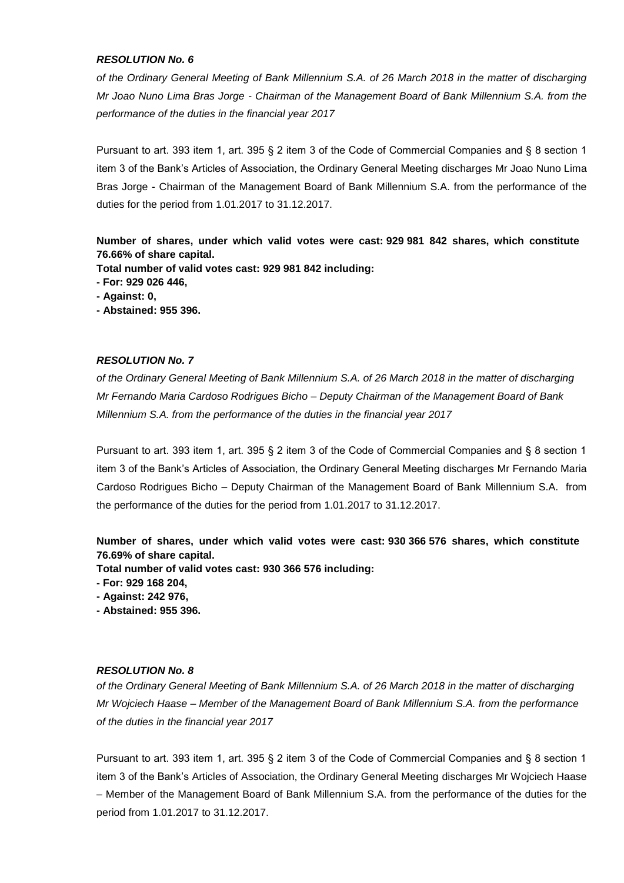***RESOLUTION No. 6***

*of the Ordinary General Meeting of Bank Millennium S.A. of 26 March 2018 in the matter of discharging Mr Joao Nuno Lima Bras Jorge - Chairman of the Management Board of Bank Millennium S.A. from the performance of the duties in the financial year 2017*

Pursuant to art. 393 item 1, art. 395 § 2 item 3 of the Code of Commercial Companies and § 8 section 1 item 3 of the Bank's Articles of Association, the Ordinary General Meeting discharges Mr Joao Nuno Lima Bras Jorge - Chairman of the Management Board of Bank Millennium S.A. from the performance of the duties for the period from 1.01.2017 to 31.12.2017.

**Number of shares, under which valid votes were cast: 929 981 842 shares, which constitute 76.66% of share capital.**
**Total number of valid votes cast: 929 981 842 including:**
**- For: 929 026 446,**
**- Against: 0,**
**- Abstained: 955 396.**

***RESOLUTION No. 7***

*of the Ordinary General Meeting of Bank Millennium S.A. of 26 March 2018 in the matter of discharging Mr Fernando Maria Cardoso Rodrigues Bicho – Deputy Chairman of the Management Board of Bank Millennium S.A. from the performance of the duties in the financial year 2017*

Pursuant to art. 393 item 1, art. 395 § 2 item 3 of the Code of Commercial Companies and § 8 section 1 item 3 of the Bank's Articles of Association, the Ordinary General Meeting discharges Mr Fernando Maria Cardoso Rodrigues Bicho – Deputy Chairman of the Management Board of Bank Millennium S.A. from the performance of the duties for the period from 1.01.2017 to 31.12.2017.

**Number of shares, under which valid votes were cast: 930 366 576 shares, which constitute 76.69% of share capital.**
**Total number of valid votes cast: 930 366 576 including:**
**- For: 929 168 204,**
**- Against: 242 976,**
**- Abstained: 955 396.**

***RESOLUTION No. 8***

*of the Ordinary General Meeting of Bank Millennium S.A. of 26 March 2018 in the matter of discharging Mr Wojciech Haase – Member of the Management Board of Bank Millennium S.A. from the performance of the duties in the financial year 2017*

Pursuant to art. 393 item 1, art. 395 § 2 item 3 of the Code of Commercial Companies and § 8 section 1 item 3 of the Bank's Articles of Association, the Ordinary General Meeting discharges Mr Wojciech Haase – Member of the Management Board of Bank Millennium S.A. from the performance of the duties for the period from 1.01.2017 to 31.12.2017.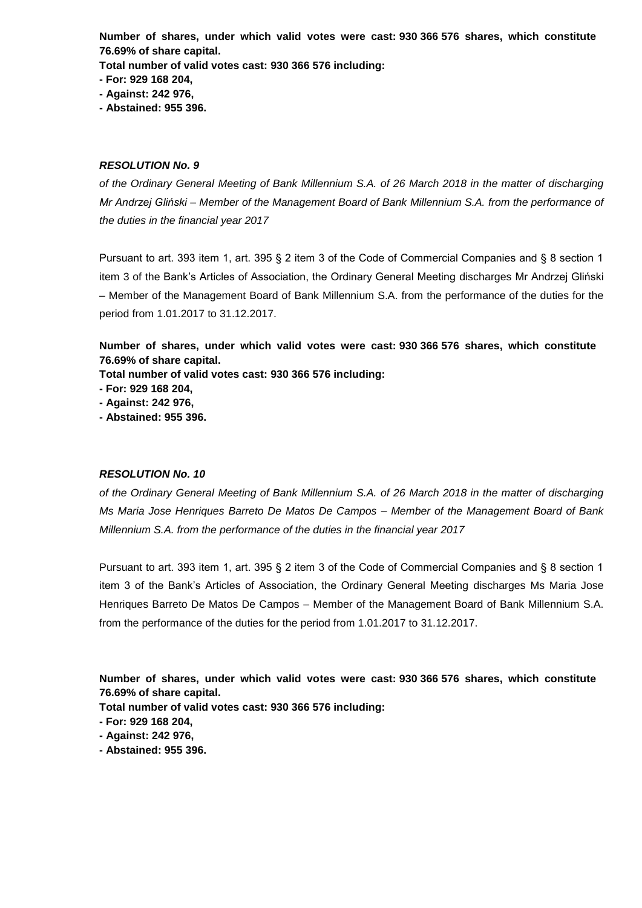**Number of shares, under which valid votes were cast: 930 366 576 shares, which constitute 76.69% of share capital.**
**Total number of valid votes cast: 930 366 576 including:**
**- For: 929 168 204,**
**- Against: 242 976,**
**- Abstained: 955 396.**

***RESOLUTION No. 9***

*of the Ordinary General Meeting of Bank Millennium S.A. of 26 March 2018 in the matter of discharging Mr Andrzej Gliński – Member of the Management Board of Bank Millennium S.A. from the performance of the duties in the financial year 2017*

Pursuant to art. 393 item 1, art. 395 § 2 item 3 of the Code of Commercial Companies and § 8 section 1 item 3 of the Bank's Articles of Association, the Ordinary General Meeting discharges Mr Andrzej Gliński – Member of the Management Board of Bank Millennium S.A. from the performance of the duties for the period from 1.01.2017 to 31.12.2017.

**Number of shares, under which valid votes were cast: 930 366 576 shares, which constitute 76.69% of share capital.**
**Total number of valid votes cast: 930 366 576 including:**
**- For: 929 168 204,**
**- Against: 242 976,**
**- Abstained: 955 396.**

***RESOLUTION No. 10***

*of the Ordinary General Meeting of Bank Millennium S.A. of 26 March 2018 in the matter of discharging Ms Maria Jose Henriques Barreto De Matos De Campos – Member of the Management Board of Bank Millennium S.A. from the performance of the duties in the financial year 2017*

Pursuant to art. 393 item 1, art. 395 § 2 item 3 of the Code of Commercial Companies and § 8 section 1 item 3 of the Bank's Articles of Association, the Ordinary General Meeting discharges Ms Maria Jose Henriques Barreto De Matos De Campos – Member of the Management Board of Bank Millennium S.A. from the performance of the duties for the period from 1.01.2017 to 31.12.2017.

**Number of shares, under which valid votes were cast: 930 366 576 shares, which constitute 76.69% of share capital.**
**Total number of valid votes cast: 930 366 576 including:**
**- For: 929 168 204,**
**- Against: 242 976,**
**- Abstained: 955 396.**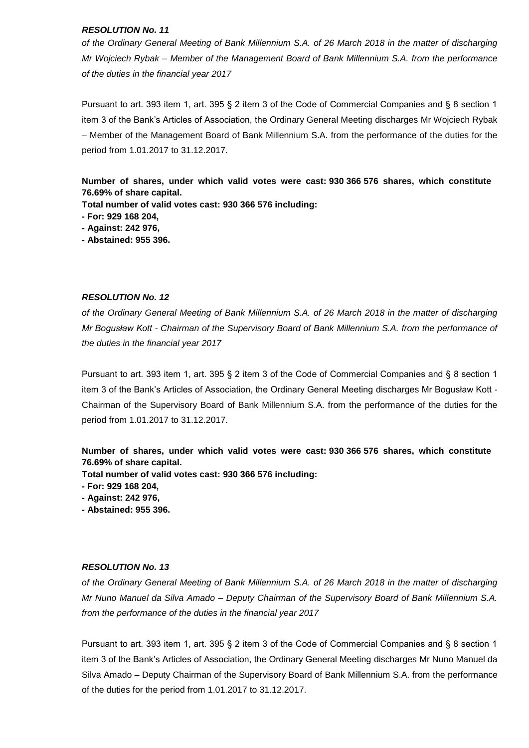***RESOLUTION No. 11***

*of the Ordinary General Meeting of Bank Millennium S.A. of 26 March 2018 in the matter of discharging Mr Wojciech Rybak – Member of the Management Board of Bank Millennium S.A. from the performance of the duties in the financial year 2017*

Pursuant to art. 393 item 1, art. 395 § 2 item 3 of the Code of Commercial Companies and § 8 section 1 item 3 of the Bank's Articles of Association, the Ordinary General Meeting discharges Mr Wojciech Rybak – Member of the Management Board of Bank Millennium S.A. from the performance of the duties for the period from 1.01.2017 to 31.12.2017.

**Number of shares, under which valid votes were cast: 930 366 576 shares, which constitute 76.69% of share capital.**
**Total number of valid votes cast: 930 366 576 including:**
**- For: 929 168 204,**
**- Against: 242 976,**
**- Abstained: 955 396.**

***RESOLUTION No. 12***

*of the Ordinary General Meeting of Bank Millennium S.A. of 26 March 2018 in the matter of discharging Mr Bogusław Kott - Chairman of the Supervisory Board of Bank Millennium S.A. from the performance of the duties in the financial year 2017*

Pursuant to art. 393 item 1, art. 395 § 2 item 3 of the Code of Commercial Companies and § 8 section 1 item 3 of the Bank's Articles of Association, the Ordinary General Meeting discharges Mr Bogusław Kott - Chairman of the Supervisory Board of Bank Millennium S.A. from the performance of the duties for the period from 1.01.2017 to 31.12.2017.

**Number of shares, under which valid votes were cast: 930 366 576 shares, which constitute 76.69% of share capital.**
**Total number of valid votes cast: 930 366 576 including:**
**- For: 929 168 204,**
**- Against: 242 976,**
**- Abstained: 955 396.**

***RESOLUTION No. 13***

*of the Ordinary General Meeting of Bank Millennium S.A. of 26 March 2018 in the matter of discharging Mr Nuno Manuel da Silva Amado – Deputy Chairman of the Supervisory Board of Bank Millennium S.A. from the performance of the duties in the financial year 2017*

Pursuant to art. 393 item 1, art. 395 § 2 item 3 of the Code of Commercial Companies and § 8 section 1 item 3 of the Bank's Articles of Association, the Ordinary General Meeting discharges Mr Nuno Manuel da Silva Amado – Deputy Chairman of the Supervisory Board of Bank Millennium S.A. from the performance of the duties for the period from 1.01.2017 to 31.12.2017.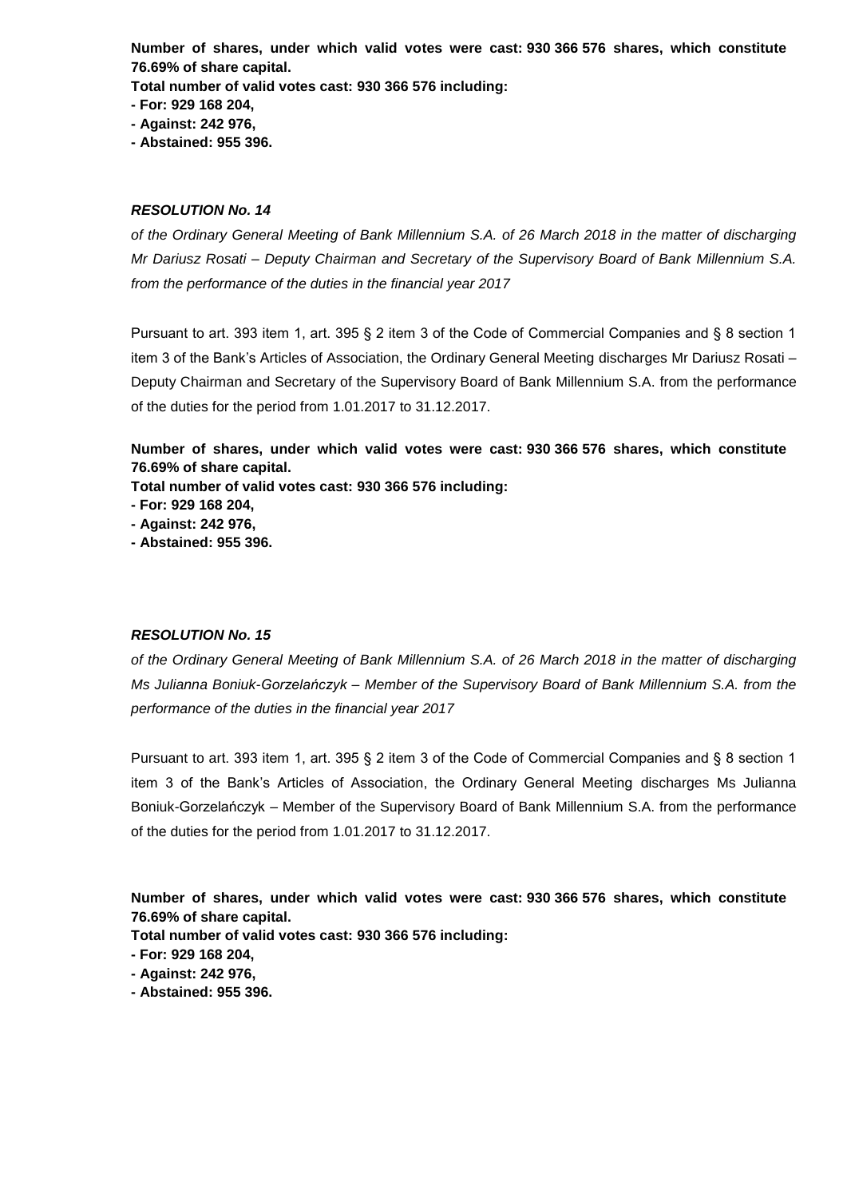**Number of shares, under which valid votes were cast: 930 366 576 shares, which constitute 76.69% of share capital.**
**Total number of valid votes cast: 930 366 576 including:**
**- For: 929 168 204,**
**- Against: 242 976,**
**- Abstained: 955 396.**

***RESOLUTION No. 14***

*of the Ordinary General Meeting of Bank Millennium S.A. of 26 March 2018 in the matter of discharging Mr Dariusz Rosati – Deputy Chairman and Secretary of the Supervisory Board of Bank Millennium S.A. from the performance of the duties in the financial year 2017*

Pursuant to art. 393 item 1, art. 395 § 2 item 3 of the Code of Commercial Companies and § 8 section 1 item 3 of the Bank's Articles of Association, the Ordinary General Meeting discharges Mr Dariusz Rosati – Deputy Chairman and Secretary of the Supervisory Board of Bank Millennium S.A. from the performance of the duties for the period from 1.01.2017 to 31.12.2017.

**Number of shares, under which valid votes were cast: 930 366 576 shares, which constitute 76.69% of share capital.**
**Total number of valid votes cast: 930 366 576 including:**
**- For: 929 168 204,**
**- Against: 242 976,**
**- Abstained: 955 396.**

***RESOLUTION No. 15***

*of the Ordinary General Meeting of Bank Millennium S.A. of 26 March 2018 in the matter of discharging Ms Julianna Boniuk-Gorzelańczyk – Member of the Supervisory Board of Bank Millennium S.A. from the performance of the duties in the financial year 2017*

Pursuant to art. 393 item 1, art. 395 § 2 item 3 of the Code of Commercial Companies and § 8 section 1 item 3 of the Bank's Articles of Association, the Ordinary General Meeting discharges Ms Julianna Boniuk-Gorzelańczyk – Member of the Supervisory Board of Bank Millennium S.A. from the performance of the duties for the period from 1.01.2017 to 31.12.2017.

**Number of shares, under which valid votes were cast: 930 366 576 shares, which constitute 76.69% of share capital.**
**Total number of valid votes cast: 930 366 576 including:**
**- For: 929 168 204,**
**- Against: 242 976,**
**- Abstained: 955 396.**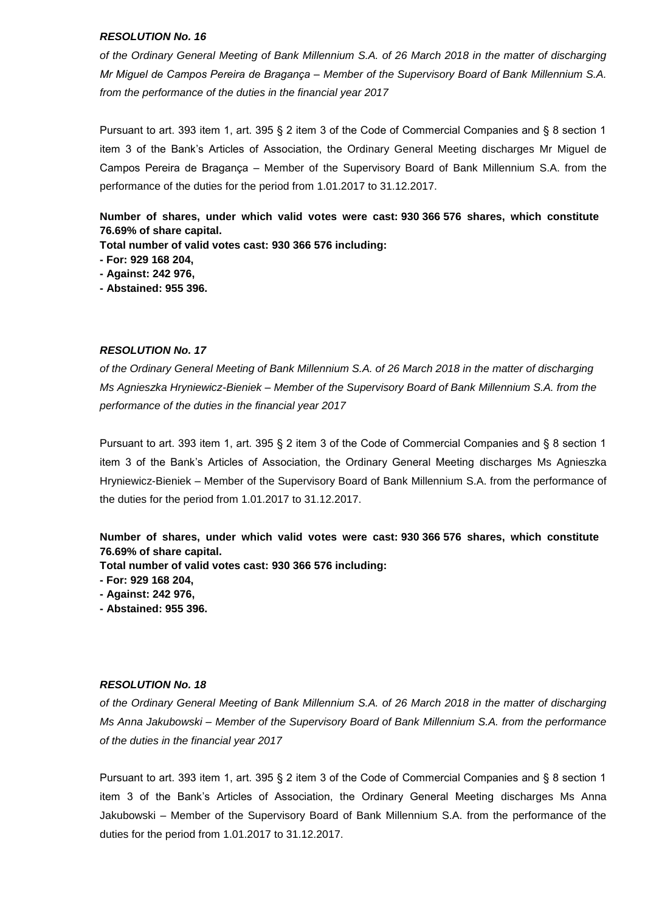***RESOLUTION No. 16***

*of the Ordinary General Meeting of Bank Millennium S.A. of 26 March 2018 in the matter of discharging Mr Miguel de Campos Pereira de Bragança – Member of the Supervisory Board of Bank Millennium S.A. from the performance of the duties in the financial year 2017*

Pursuant to art. 393 item 1, art. 395 § 2 item 3 of the Code of Commercial Companies and § 8 section 1 item 3 of the Bank's Articles of Association, the Ordinary General Meeting discharges Mr Miguel de Campos Pereira de Bragança – Member of the Supervisory Board of Bank Millennium S.A. from the performance of the duties for the period from 1.01.2017 to 31.12.2017.

**Number of shares, under which valid votes were cast: 930 366 576 shares, which constitute 76.69% of share capital.**
**Total number of valid votes cast: 930 366 576 including:**
**- For: 929 168 204,**
**- Against: 242 976,**
**- Abstained: 955 396.**

***RESOLUTION No. 17***

*of the Ordinary General Meeting of Bank Millennium S.A. of 26 March 2018 in the matter of discharging Ms Agnieszka Hryniewicz-Bieniek – Member of the Supervisory Board of Bank Millennium S.A. from the performance of the duties in the financial year 2017*

Pursuant to art. 393 item 1, art. 395 § 2 item 3 of the Code of Commercial Companies and § 8 section 1 item 3 of the Bank's Articles of Association, the Ordinary General Meeting discharges Ms Agnieszka Hryniewicz-Bieniek – Member of the Supervisory Board of Bank Millennium S.A. from the performance of the duties for the period from 1.01.2017 to 31.12.2017.

**Number of shares, under which valid votes were cast: 930 366 576 shares, which constitute 76.69% of share capital.**
**Total number of valid votes cast: 930 366 576 including:**
**- For: 929 168 204,**
**- Against: 242 976,**
**- Abstained: 955 396.**

***RESOLUTION No. 18***

*of the Ordinary General Meeting of Bank Millennium S.A. of 26 March 2018 in the matter of discharging Ms Anna Jakubowski – Member of the Supervisory Board of Bank Millennium S.A. from the performance of the duties in the financial year 2017*

Pursuant to art. 393 item 1, art. 395 § 2 item 3 of the Code of Commercial Companies and § 8 section 1 item 3 of the Bank's Articles of Association, the Ordinary General Meeting discharges Ms Anna Jakubowski – Member of the Supervisory Board of Bank Millennium S.A. from the performance of the duties for the period from 1.01.2017 to 31.12.2017.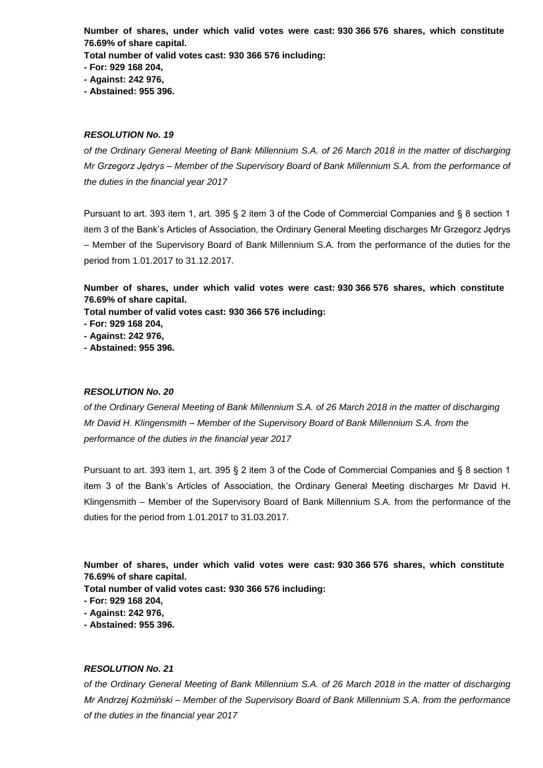**Number of shares, under which valid votes were cast: 930 366 576 shares, which constitute 76.69% of share capital.**
**Total number of valid votes cast: 930 366 576 including:**
**- For: 929 168 204,**
**- Against: 242 976,**
**- Abstained: 955 396.**

***RESOLUTION No. 19***

*of the Ordinary General Meeting of Bank Millennium S.A. of 26 March 2018 in the matter of discharging Mr Grzegorz Jędrys – Member of the Supervisory Board of Bank Millennium S.A. from the performance of the duties in the financial year 2017*

Pursuant to art. 393 item 1, art. 395 § 2 item 3 of the Code of Commercial Companies and § 8 section 1 item 3 of the Bank's Articles of Association, the Ordinary General Meeting discharges Mr Grzegorz Jędrys – Member of the Supervisory Board of Bank Millennium S.A. from the performance of the duties for the period from 1.01.2017 to 31.12.2017.

**Number of shares, under which valid votes were cast: 930 366 576 shares, which constitute 76.69% of share capital.**
**Total number of valid votes cast: 930 366 576 including:**
**- For: 929 168 204,**
**- Against: 242 976,**
**- Abstained: 955 396.**

***RESOLUTION No. 20***

*of the Ordinary General Meeting of Bank Millennium S.A. of 26 March 2018 in the matter of discharging Mr David H. Klingensmith – Member of the Supervisory Board of Bank Millennium S.A. from the performance of the duties in the financial year 2017*

Pursuant to art. 393 item 1, art. 395 § 2 item 3 of the Code of Commercial Companies and § 8 section 1 item 3 of the Bank's Articles of Association, the Ordinary General Meeting discharges Mr David H. Klingensmith – Member of the Supervisory Board of Bank Millennium S.A. from the performance of the duties for the period from 1.01.2017 to 31.03.2017.

**Number of shares, under which valid votes were cast: 930 366 576 shares, which constitute 76.69% of share capital.**
**Total number of valid votes cast: 930 366 576 including:**
**- For: 929 168 204,**
**- Against: 242 976,**
**- Abstained: 955 396.**

***RESOLUTION No. 21***

*of the Ordinary General Meeting of Bank Millennium S.A. of 26 March 2018 in the matter of discharging Mr Andrzej Koźmiński – Member of the Supervisory Board of Bank Millennium S.A. from the performance of the duties in the financial year 2017*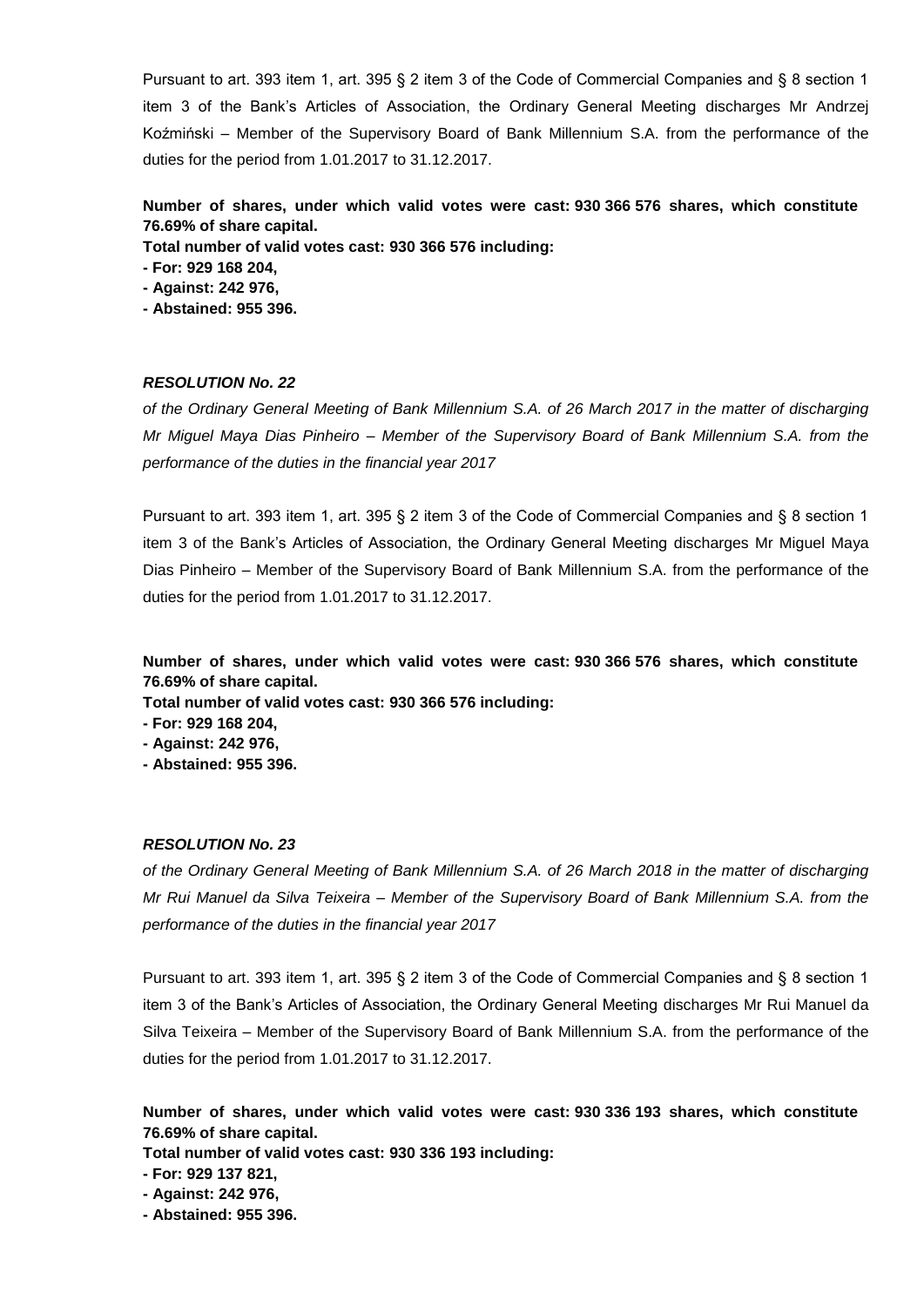Pursuant to art. 393 item 1, art. 395 § 2 item 3 of the Code of Commercial Companies and § 8 section 1 item 3 of the Bank's Articles of Association, the Ordinary General Meeting discharges Mr Andrzej Koźmiński – Member of the Supervisory Board of Bank Millennium S.A. from the performance of the duties for the period from 1.01.2017 to 31.12.2017.

**Number of shares, under which valid votes were cast: 930 366 576 shares, which constitute 76.69% of share capital.**
**Total number of valid votes cast: 930 366 576 including:**
**- For: 929 168 204,**
**- Against: 242 976,**
**- Abstained: 955 396.**

***RESOLUTION No. 22***

*of the Ordinary General Meeting of Bank Millennium S.A. of 26 March 2017 in the matter of discharging Mr Miguel Maya Dias Pinheiro – Member of the Supervisory Board of Bank Millennium S.A. from the performance of the duties in the financial year 2017*

Pursuant to art. 393 item 1, art. 395 § 2 item 3 of the Code of Commercial Companies and § 8 section 1 item 3 of the Bank's Articles of Association, the Ordinary General Meeting discharges Mr Miguel Maya Dias Pinheiro – Member of the Supervisory Board of Bank Millennium S.A. from the performance of the duties for the period from 1.01.2017 to 31.12.2017.

**Number of shares, under which valid votes were cast: 930 366 576 shares, which constitute 76.69% of share capital.**
**Total number of valid votes cast: 930 366 576 including:**
**- For: 929 168 204,**
**- Against: 242 976,**
**- Abstained: 955 396.**

***RESOLUTION No. 23***

*of the Ordinary General Meeting of Bank Millennium S.A. of 26 March 2018 in the matter of discharging Mr Rui Manuel da Silva Teixeira – Member of the Supervisory Board of Bank Millennium S.A. from the performance of the duties in the financial year 2017*

Pursuant to art. 393 item 1, art. 395 § 2 item 3 of the Code of Commercial Companies and § 8 section 1 item 3 of the Bank's Articles of Association, the Ordinary General Meeting discharges Mr Rui Manuel da Silva Teixeira – Member of the Supervisory Board of Bank Millennium S.A. from the performance of the duties for the period from 1.01.2017 to 31.12.2017.

**Number of shares, under which valid votes were cast: 930 336 193 shares, which constitute 76.69% of share capital.**
**Total number of valid votes cast: 930 336 193 including:**
**- For: 929 137 821,**
**- Against: 242 976,**
**- Abstained: 955 396.**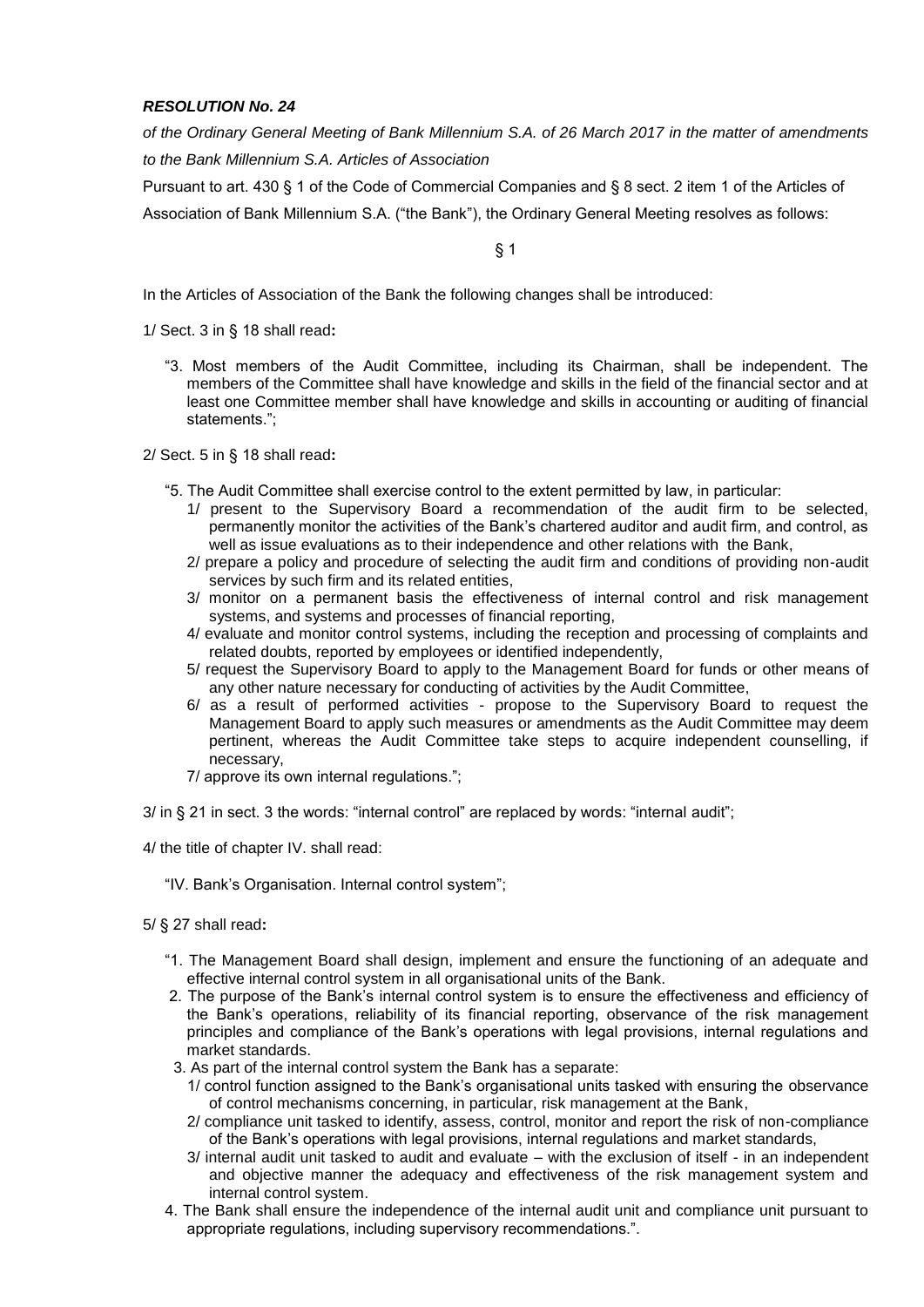***RESOLUTION No. 24***

*of the Ordinary General Meeting of Bank Millennium S.A. of 26 March 2017 in the matter of amendments to the Bank Millennium S.A. Articles of Association*

Pursuant to art. 430 § 1 of the Code of Commercial Companies and § 8 sect. 2 item 1 of the Articles of Association of Bank Millennium S.A. ("the Bank"), the Ordinary General Meeting resolves as follows:

§ 1

In the Articles of Association of the Bank the following changes shall be introduced:

1/ Sect. 3 in § 18 shall read**:**

"3. Most members of the Audit Committee, including its Chairman, shall be independent. The members of the Committee shall have knowledge and skills in the field of the financial sector and at least one Committee member shall have knowledge and skills in accounting or auditing of financial statements.";

2/ Sect. 5 in § 18 shall read**:**

"5. The Audit Committee shall exercise control to the extent permitted by law, in particular:

1/ present to the Supervisory Board a recommendation of the audit firm to be selected, permanently monitor the activities of the Bank's chartered auditor and audit firm, and control, as well as issue evaluations as to their independence and other relations with the Bank,

2/ prepare a policy and procedure of selecting the audit firm and conditions of providing non-audit services by such firm and its related entities,

3/ monitor on a permanent basis the effectiveness of internal control and risk management systems, and systems and processes of financial reporting,

4/ evaluate and monitor control systems, including the reception and processing of complaints and related doubts, reported by employees or identified independently,

5/ request the Supervisory Board to apply to the Management Board for funds or other means of any other nature necessary for conducting of activities by the Audit Committee,

6/ as a result of performed activities - propose to the Supervisory Board to request the Management Board to apply such measures or amendments as the Audit Committee may deem pertinent, whereas the Audit Committee take steps to acquire independent counselling, if necessary,

7/ approve its own internal regulations.";

3/ in § 21 in sect. 3 the words: "internal control" are replaced by words: "internal audit";

4/ the title of chapter IV. shall read:

"IV. Bank's Organisation. Internal control system";

5/ § 27 shall read**:**

"1. The Management Board shall design, implement and ensure the functioning of an adequate and effective internal control system in all organisational units of the Bank.

2. The purpose of the Bank's internal control system is to ensure the effectiveness and efficiency of the Bank's operations, reliability of its financial reporting, observance of the risk management principles and compliance of the Bank's operations with legal provisions, internal regulations and market standards.

3. As part of the internal control system the Bank has a separate:

1/ control function assigned to the Bank's organisational units tasked with ensuring the observance of control mechanisms concerning, in particular, risk management at the Bank,

2/ compliance unit tasked to identify, assess, control, monitor and report the risk of non-compliance of the Bank's operations with legal provisions, internal regulations and market standards,

3/ internal audit unit tasked to audit and evaluate – with the exclusion of itself - in an independent and objective manner the adequacy and effectiveness of the risk management system and internal control system.

4. The Bank shall ensure the independence of the internal audit unit and compliance unit pursuant to appropriate regulations, including supervisory recommendations.".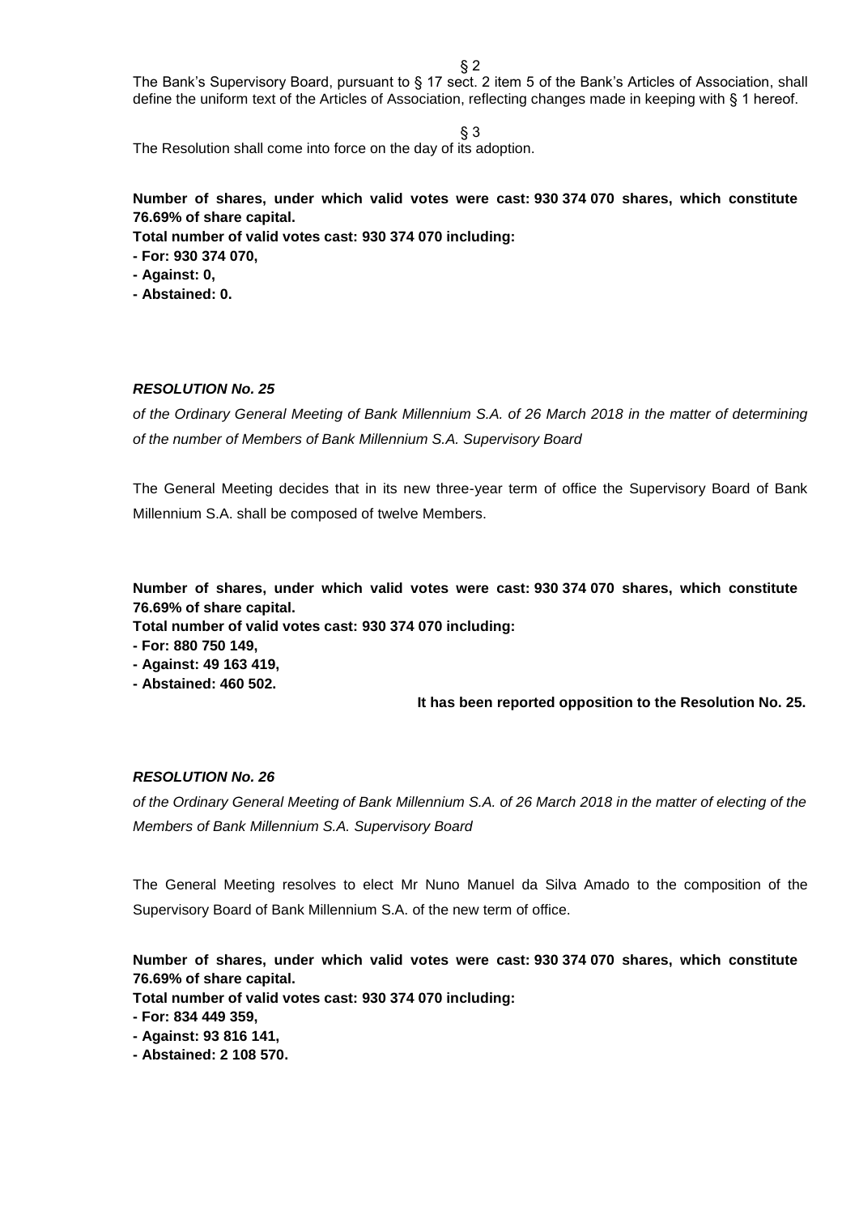§ 2

The Bank's Supervisory Board, pursuant to § 17 sect. 2 item 5 of the Bank's Articles of Association, shall define the uniform text of the Articles of Association, reflecting changes made in keeping with § 1 hereof.

§ 3

The Resolution shall come into force on the day of its adoption.

**Number of shares, under which valid votes were cast: 930 374 070 shares, which constitute 76.69% of share capital.**
**Total number of valid votes cast: 930 374 070 including:**
**- For: 930 374 070,**
**- Against: 0,**
**- Abstained: 0.**

***RESOLUTION No. 25***

*of the Ordinary General Meeting of Bank Millennium S.A. of 26 March 2018 in the matter of determining of the number of Members of Bank Millennium S.A. Supervisory Board*

The General Meeting decides that in its new three-year term of office the Supervisory Board of Bank Millennium S.A. shall be composed of twelve Members.

**Number of shares, under which valid votes were cast: 930 374 070 shares, which constitute 76.69% of share capital.**
**Total number of valid votes cast: 930 374 070 including:**
**- For: 880 750 149,**
**- Against: 49 163 419,**
**- Abstained: 460 502.**

**It has been reported opposition to the Resolution No. 25.**

***RESOLUTION No. 26***

*of the Ordinary General Meeting of Bank Millennium S.A. of 26 March 2018 in the matter of electing of the Members of Bank Millennium S.A. Supervisory Board*

The General Meeting resolves to elect Mr Nuno Manuel da Silva Amado to the composition of the Supervisory Board of Bank Millennium S.A. of the new term of office.

**Number of shares, under which valid votes were cast: 930 374 070 shares, which constitute 76.69% of share capital.**
**Total number of valid votes cast: 930 374 070 including:**
**- For: 834 449 359,**
**- Against: 93 816 141,**
**- Abstained: 2 108 570.**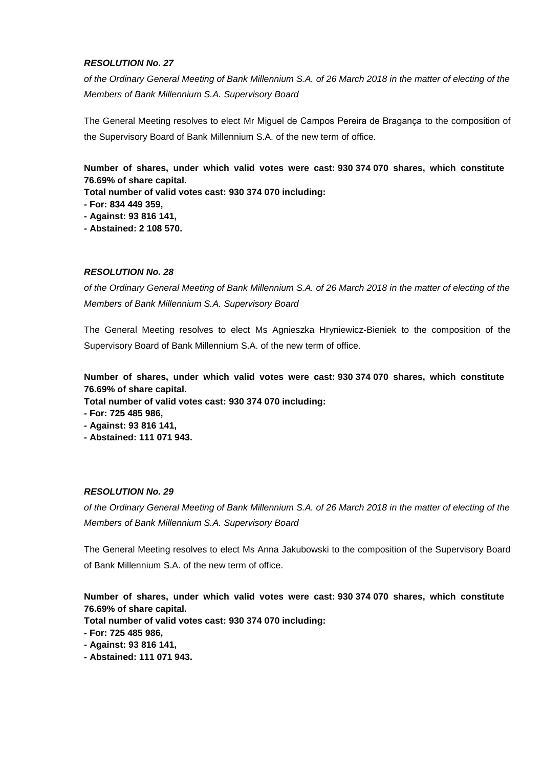***RESOLUTION No. 27***

*of the Ordinary General Meeting of Bank Millennium S.A. of 26 March 2018 in the matter of electing of the Members of Bank Millennium S.A. Supervisory Board*

The General Meeting resolves to elect Mr Miguel de Campos Pereira de Bragança to the composition of the Supervisory Board of Bank Millennium S.A. of the new term of office.

**Number of shares, under which valid votes were cast: 930 374 070 shares, which constitute 76.69% of share capital.**
**Total number of valid votes cast: 930 374 070 including:**
**- For: 834 449 359,**
**- Against: 93 816 141,**
**- Abstained: 2 108 570.**

***RESOLUTION No. 28***

*of the Ordinary General Meeting of Bank Millennium S.A. of 26 March 2018 in the matter of electing of the Members of Bank Millennium S.A. Supervisory Board*

The General Meeting resolves to elect Ms Agnieszka Hryniewicz-Bieniek to the composition of the Supervisory Board of Bank Millennium S.A. of the new term of office.

**Number of shares, under which valid votes were cast: 930 374 070 shares, which constitute 76.69% of share capital.**
**Total number of valid votes cast: 930 374 070 including:**
**- For: 725 485 986,**
**- Against: 93 816 141,**
**- Abstained: 111 071 943.**

***RESOLUTION No. 29***

*of the Ordinary General Meeting of Bank Millennium S.A. of 26 March 2018 in the matter of electing of the Members of Bank Millennium S.A. Supervisory Board*

The General Meeting resolves to elect Ms Anna Jakubowski to the composition of the Supervisory Board of Bank Millennium S.A. of the new term of office.

**Number of shares, under which valid votes were cast: 930 374 070 shares, which constitute 76.69% of share capital.**
**Total number of valid votes cast: 930 374 070 including:**
**- For: 725 485 986,**
**- Against: 93 816 141,**
**- Abstained: 111 071 943.**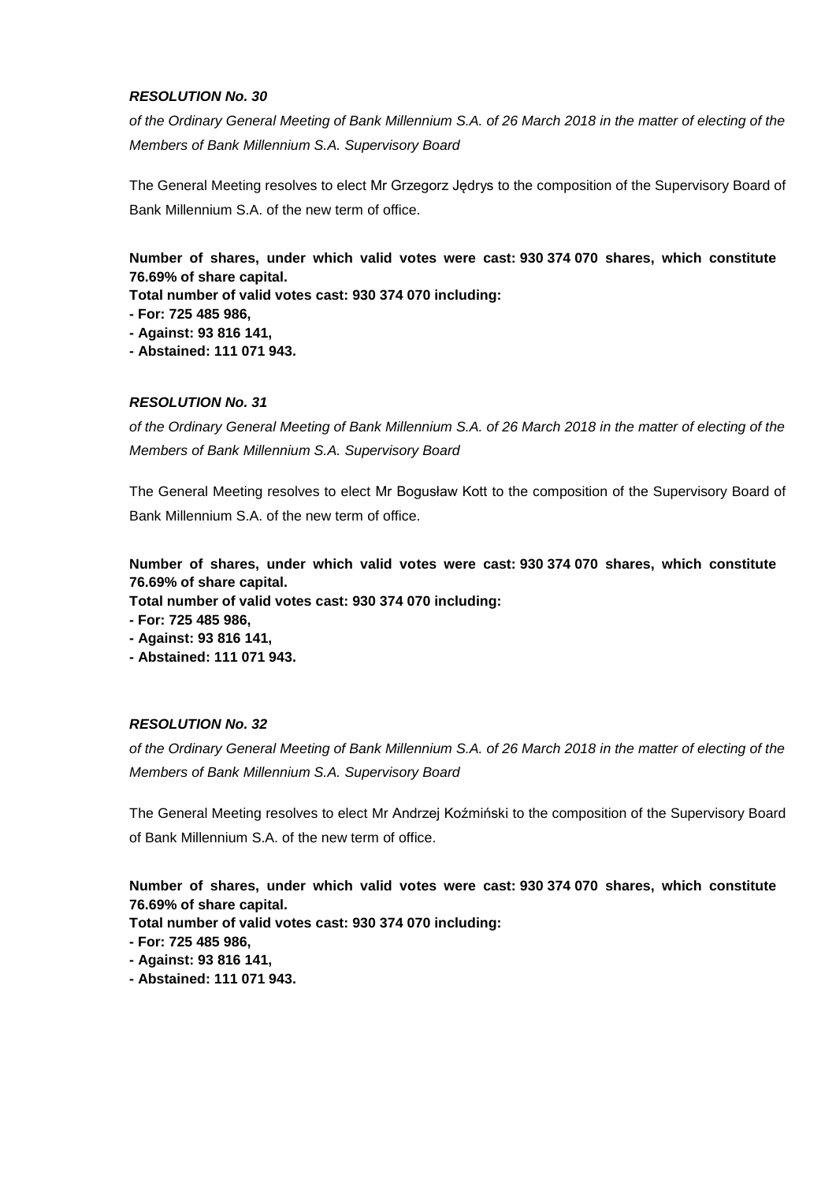***RESOLUTION No. 30***

*of the Ordinary General Meeting of Bank Millennium S.A. of 26 March 2018 in the matter of electing of the Members of Bank Millennium S.A. Supervisory Board*

The General Meeting resolves to elect Mr Grzegorz Jędrys to the composition of the Supervisory Board of Bank Millennium S.A. of the new term of office.

**Number of shares, under which valid votes were cast: 930 374 070 shares, which constitute 76.69% of share capital.**
**Total number of valid votes cast: 930 374 070 including:**
**- For: 725 485 986,**
**- Against: 93 816 141,**
**- Abstained: 111 071 943.**

***RESOLUTION No. 31***

*of the Ordinary General Meeting of Bank Millennium S.A. of 26 March 2018 in the matter of electing of the Members of Bank Millennium S.A. Supervisory Board*

The General Meeting resolves to elect Mr Bogusław Kott to the composition of the Supervisory Board of Bank Millennium S.A. of the new term of office.

**Number of shares, under which valid votes were cast: 930 374 070 shares, which constitute 76.69% of share capital.**
**Total number of valid votes cast: 930 374 070 including:**
**- For: 725 485 986,**
**- Against: 93 816 141,**
**- Abstained: 111 071 943.**

***RESOLUTION No. 32***

*of the Ordinary General Meeting of Bank Millennium S.A. of 26 March 2018 in the matter of electing of the Members of Bank Millennium S.A. Supervisory Board*

The General Meeting resolves to elect Mr Andrzej Koźmiński to the composition of the Supervisory Board of Bank Millennium S.A. of the new term of office.

**Number of shares, under which valid votes were cast: 930 374 070 shares, which constitute 76.69% of share capital.**
**Total number of valid votes cast: 930 374 070 including:**
**- For: 725 485 986,**
**- Against: 93 816 141,**
**- Abstained: 111 071 943.**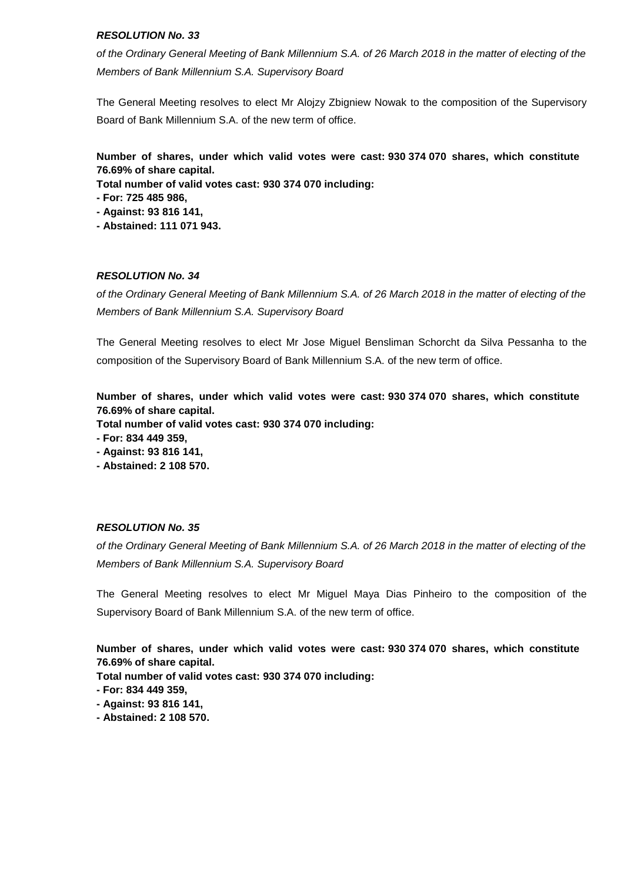***RESOLUTION No. 33***

*of the Ordinary General Meeting of Bank Millennium S.A. of 26 March 2018 in the matter of electing of the Members of Bank Millennium S.A. Supervisory Board*

The General Meeting resolves to elect Mr Alojzy Zbigniew Nowak to the composition of the Supervisory Board of Bank Millennium S.A. of the new term of office.

**Number of shares, under which valid votes were cast: 930 374 070 shares, which constitute 76.69% of share capital.**

**Total number of valid votes cast: 930 374 070 including:**

**- For: 725 485 986,**

**- Against: 93 816 141,**

**- Abstained: 111 071 943.**

***RESOLUTION No. 34***

*of the Ordinary General Meeting of Bank Millennium S.A. of 26 March 2018 in the matter of electing of the Members of Bank Millennium S.A. Supervisory Board*

The General Meeting resolves to elect Mr Jose Miguel Bensliman Schorcht da Silva Pessanha to the composition of the Supervisory Board of Bank Millennium S.A. of the new term of office.

**Number of shares, under which valid votes were cast: 930 374 070 shares, which constitute 76.69% of share capital.**

**Total number of valid votes cast: 930 374 070 including:**

**- For: 834 449 359,**

**- Against: 93 816 141,**

**- Abstained: 2 108 570.**

***RESOLUTION No. 35***

*of the Ordinary General Meeting of Bank Millennium S.A. of 26 March 2018 in the matter of electing of the Members of Bank Millennium S.A. Supervisory Board*

The General Meeting resolves to elect Mr Miguel Maya Dias Pinheiro to the composition of the Supervisory Board of Bank Millennium S.A. of the new term of office.

**Number of shares, under which valid votes were cast: 930 374 070 shares, which constitute 76.69% of share capital.**

**Total number of valid votes cast: 930 374 070 including:**

**- For: 834 449 359,**

**- Against: 93 816 141,**

**- Abstained: 2 108 570.**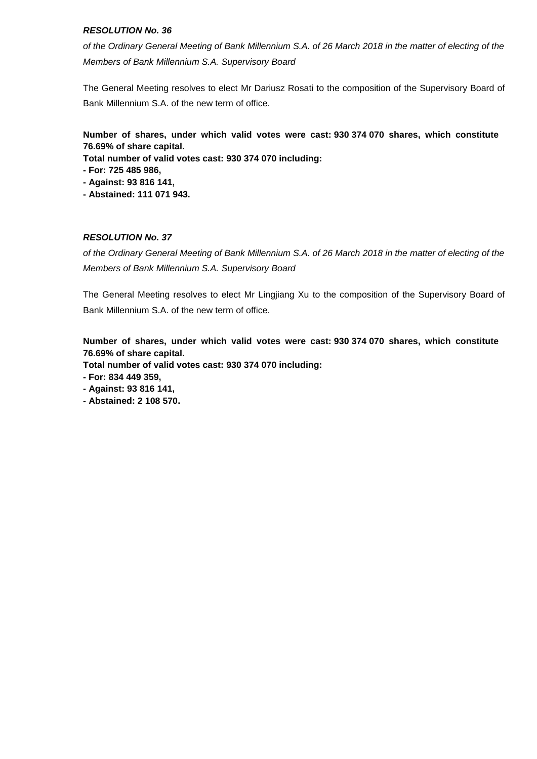***RESOLUTION No. 36***

*of the Ordinary General Meeting of Bank Millennium S.A. of 26 March 2018 in the matter of electing of the Members of Bank Millennium S.A. Supervisory Board*

The General Meeting resolves to elect Mr Dariusz Rosati to the composition of the Supervisory Board of Bank Millennium S.A. of the new term of office.

**Number of shares, under which valid votes were cast: 930 374 070 shares, which constitute 76.69% of share capital.**
**Total number of valid votes cast: 930 374 070 including:**
**- For: 725 485 986,**
**- Against: 93 816 141,**
**- Abstained: 111 071 943.**

***RESOLUTION No. 37***

*of the Ordinary General Meeting of Bank Millennium S.A. of 26 March 2018 in the matter of electing of the Members of Bank Millennium S.A. Supervisory Board*

The General Meeting resolves to elect Mr Lingjiang Xu to the composition of the Supervisory Board of Bank Millennium S.A. of the new term of office.

**Number of shares, under which valid votes were cast: 930 374 070 shares, which constitute 76.69% of share capital.**
**Total number of valid votes cast: 930 374 070 including:**
**- For: 834 449 359,**
**- Against: 93 816 141,**
**- Abstained: 2 108 570.**